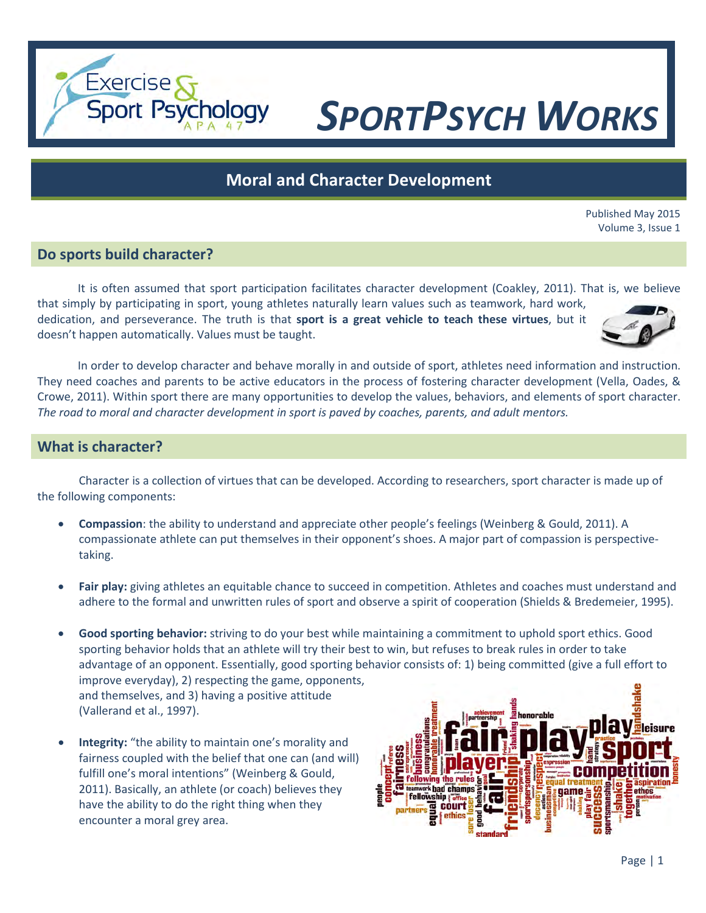# SPORTPSYCH WORKS

Exercise & Sport Psychology APA 47

## Moral and Character Development

Published May 2015
Volume 3, Issue 1

### Do sports build character?

It is often assumed that sport participation facilitates character development (Coakley, 2011). That is, we believe that simply by participating in sport, young athletes naturally learn values such as teamwork, hard work, dedication, and perseverance. The truth is that **sport is a great vehicle to teach these virtues**, but it doesn't happen automatically. Values must be taught.

In order to develop character and behave morally in and outside of sport, athletes need information and instruction. They need coaches and parents to be active educators in the process of fostering character development (Vella, Oades, & Crowe, 2011). Within sport there are many opportunities to develop the values, behaviors, and elements of sport character. *The road to moral and character development in sport is paved by coaches, parents, and adult mentors.*

### What is character?

Character is a collection of virtues that can be developed. According to researchers, sport character is made up of the following components:

- **Compassion**: the ability to understand and appreciate other people's feelings (Weinberg & Gould, 2011). A compassionate athlete can put themselves in their opponent's shoes. A major part of compassion is perspective-taking.

- **Fair play:** giving athletes an equitable chance to succeed in competition. Athletes and coaches must understand and adhere to the formal and unwritten rules of sport and observe a spirit of cooperation (Shields & Bredemeier, 1995).

- **Good sporting behavior:** striving to do your best while maintaining a commitment to uphold sport ethics. Good sporting behavior holds that an athlete will try their best to win, but refuses to break rules in order to take advantage of an opponent. Essentially, good sporting behavior consists of: 1) being committed (give a full effort to improve everyday), 2) respecting the game, opponents, and themselves, and 3) having a positive attitude (Vallerand et al., 1997).

- **Integrity:** "the ability to maintain one's morality and fairness coupled with the belief that one can (and will) fulfill one's moral intentions" (Weinberg & Gould, 2011). Basically, an athlete (or coach) believes they have the ability to do the right thing when they encounter a moral grey area.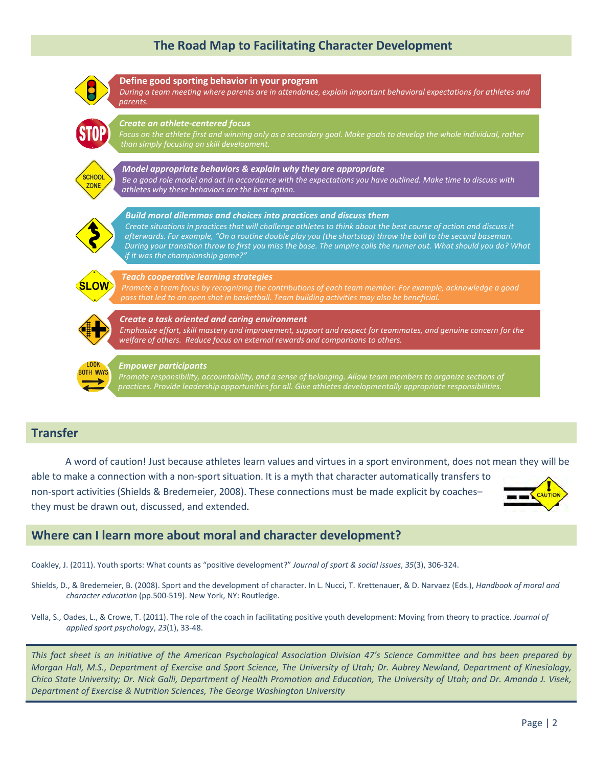## The Road Map to Facilitating Character Development

**Define good sporting behavior in your program**
*During a team meeting where parents are in attendance, explain important behavioral expectations for athletes and parents.*

***Create an athlete-centered focus***
*Focus on the athlete first and winning only as a secondary goal. Make goals to develop the whole individual, rather than simply focusing on skill development.*

***Model appropriate behaviors & explain why they are appropriate***
*Be a good role model and act in accordance with the expectations you have outlined. Make time to discuss with athletes why these behaviors are the best option.*

***Build moral dilemmas and choices into practices and discuss them***
*Create situations in practices that will challenge athletes to think about the best course of action and discuss it afterwards. For example, "On a routine double play you (the shortstop) throw the ball to the second baseman. During your transition throw to first you miss the base. The umpire calls the runner out. What should you do? What if it was the championship game?"*

***Teach cooperative learning strategies***
*Promote a team focus by recognizing the contributions of each team member. For example, acknowledge a good pass that led to an open shot in basketball. Team building activities may also be beneficial.*

***Create a task oriented and caring environment***
*Emphasize effort, skill mastery and improvement, support and respect for teammates, and genuine concern for the welfare of others. Reduce focus on external rewards and comparisons to others.*

***Empower participants***
*Promote responsibility, accountability, and a sense of belonging. Allow team members to organize sections of practices. Provide leadership opportunities for all. Give athletes developmentally appropriate responsibilities.*

## Transfer

A word of caution! Just because athletes learn values and virtues in a sport environment, does not mean they will be able to make a connection with a non-sport situation. It is a myth that character automatically transfers to non-sport activities (Shields & Bredemeier, 2008). These connections must be made explicit by coaches– they must be drawn out, discussed, and extended.

## Where can I learn more about moral and character development?

Coakley, J. (2011). Youth sports: What counts as "positive development?" *Journal of sport & social issues*, *35*(3), 306-324.

Shields, D., & Bredemeier, B. (2008). Sport and the development of character. In L. Nucci, T. Krettenauer, & D. Narvaez (Eds.), *Handbook of moral and character education* (pp.500-519). New York, NY: Routledge.

Vella, S., Oades, L., & Crowe, T. (2011). The role of the coach in facilitating positive youth development: Moving from theory to practice. *Journal of applied sport psychology*, *23*(1), 33-48.

*This fact sheet is an initiative of the American Psychological Association Division 47's Science Committee and has been prepared by Morgan Hall, M.S., Department of Exercise and Sport Science, The University of Utah; Dr. Aubrey Newland, Department of Kinesiology, Chico State University; Dr. Nick Galli, Department of Health Promotion and Education, The University of Utah; and Dr. Amanda J. Visek, Department of Exercise & Nutrition Sciences, The George Washington University*